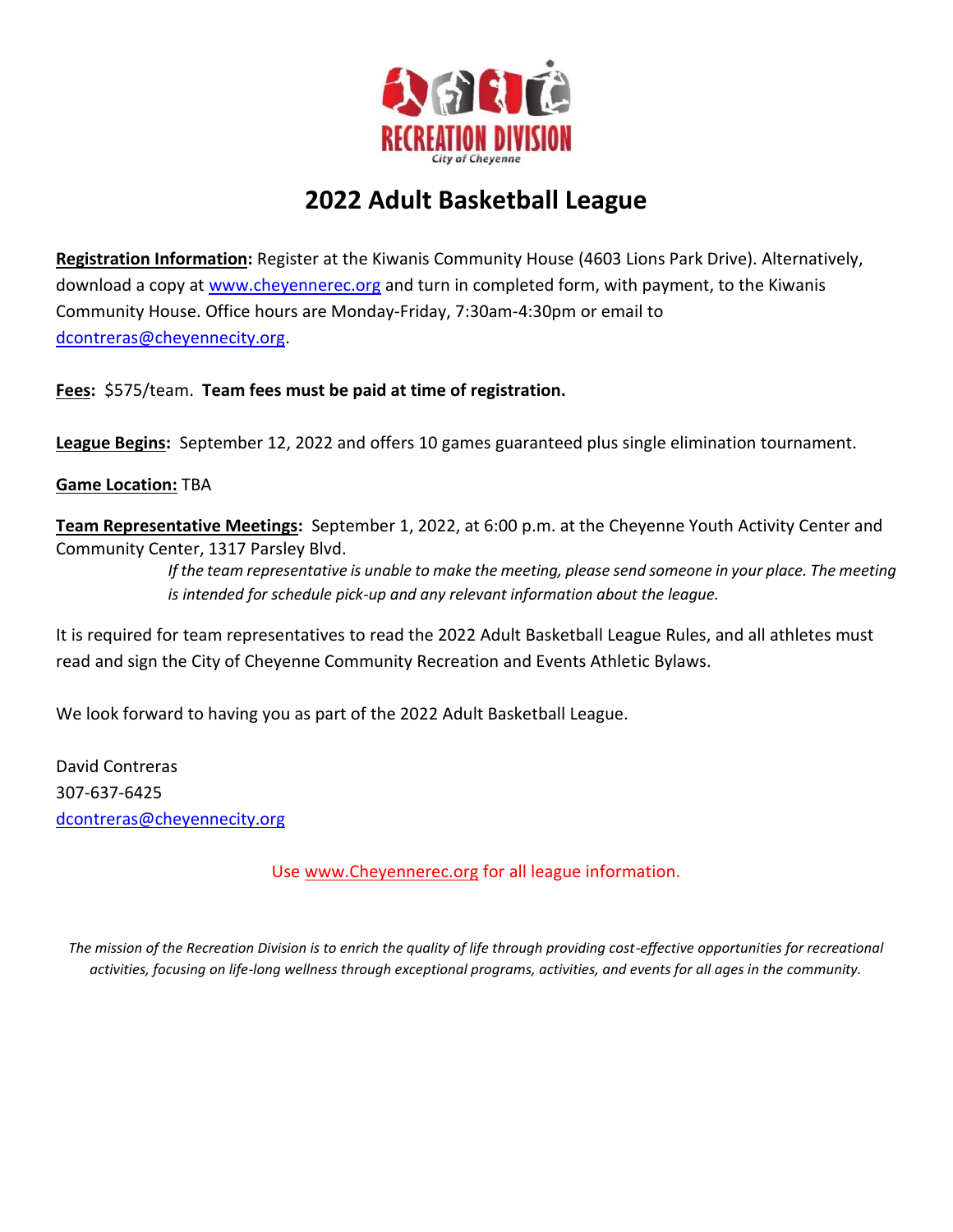RECREATION DIVISION
City of Cheyenne

# 2022 Adult Basketball League

**Registration Information:** Register at the Kiwanis Community House (4603 Lions Park Drive). Alternatively, download a copy at www.cheyennerec.org and turn in completed form, with payment, to the Kiwanis Community House. Office hours are Monday-Friday, 7:30am-4:30pm or email to dcontreras@cheyennecity.org.

**Fees:** $575/team. **Team fees must be paid at time of registration.**

**League Begins:** September 12, 2022 and offers 10 games guaranteed plus single elimination tournament.

**Game Location:** TBA

**Team Representative Meetings:** September 1, 2022, at 6:00 p.m. at the Cheyenne Youth Activity Center and Community Center, 1317 Parsley Blvd.

*If the team representative is unable to make the meeting, please send someone in your place. The meeting is intended for schedule pick-up and any relevant information about the league.*

It is required for team representatives to read the 2022 Adult Basketball League Rules, and all athletes must read and sign the City of Cheyenne Community Recreation and Events Athletic Bylaws.

We look forward to having you as part of the 2022 Adult Basketball League.

David Contreras
307-637-6425
dcontreras@cheyennecity.org

Use www.Cheyennerec.org for all league information.

*The mission of the Recreation Division is to enrich the quality of life through providing cost-effective opportunities for recreational activities, focusing on life-long wellness through exceptional programs, activities, and events for all ages in the community.*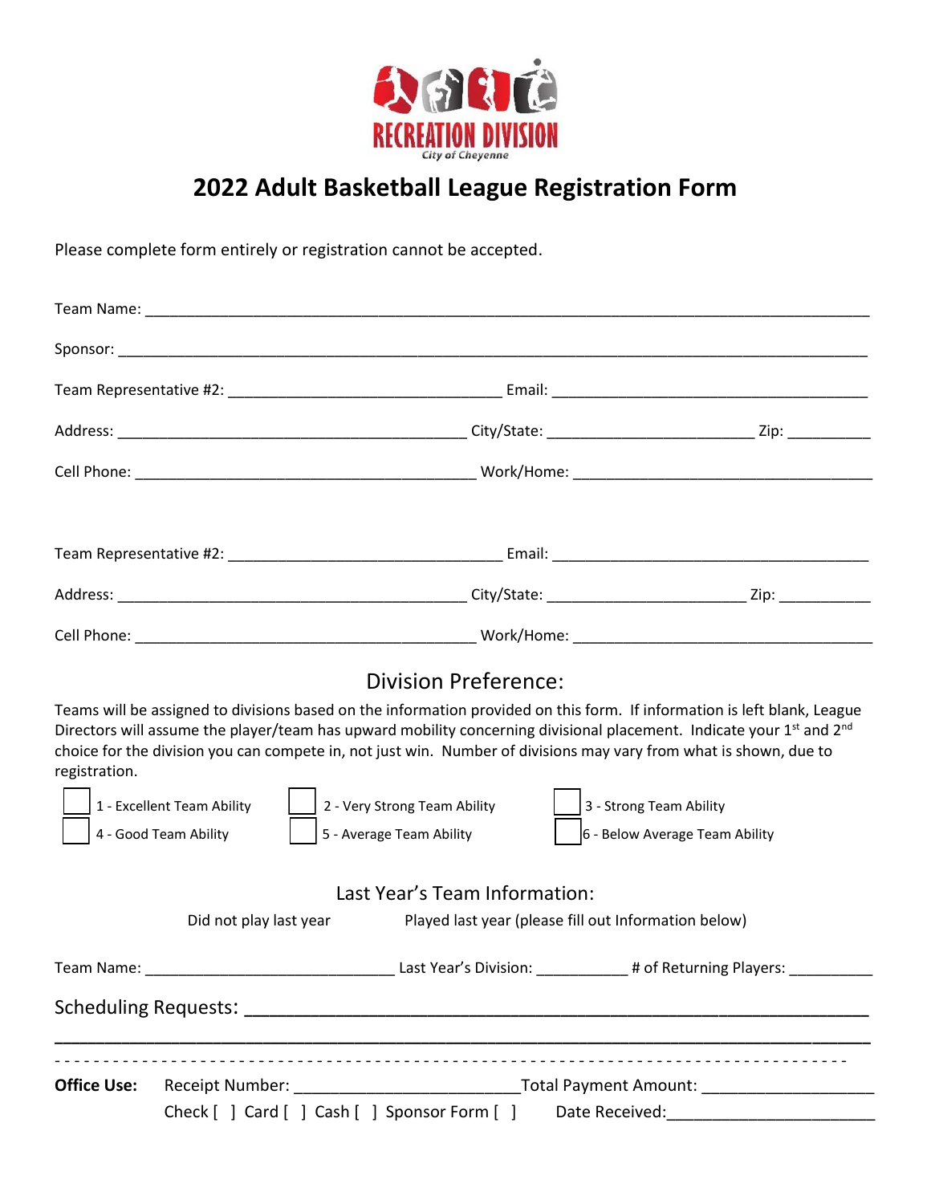RECREATION DIVISION

City of Cheyenne

# 2022 Adult Basketball League Registration Form

Please complete form entirely or registration cannot be accepted.

Team Name: ______________________________________________________________________________

Sponsor: ________________________________________________________________________________

Team Representative #2: ______________________________ Email: ___________________________________

Address: _______________________________________ City/State: ______________________ Zip: __________

Cell Phone: ______________________________________ Work/Home: _________________________________

Team Representative #2: ______________________________ Email: ___________________________________

Address: _______________________________________ City/State: ______________________ Zip: __________

Cell Phone: ______________________________________ Work/Home: _________________________________

## Division Preference:

Teams will be assigned to divisions based on the information provided on this form. If information is left blank, League Directors will assume the player/team has upward mobility concerning divisional placement. Indicate your 1st and 2nd choice for the division you can compete in, not just win. Number of divisions may vary from what is shown, due to registration.

- [ ] 1 - Excellent Team Ability
- [ ] 2 - Very Strong Team Ability
- [ ] 3 - Strong Team Ability
- [ ] 4 - Good Team Ability
- [ ] 5 - Average Team Ability
- [ ] 6 - Below Average Team Ability

## Last Year's Team Information:

Did not play last year      Played last year (please fill out Information below)

Team Name: ____________________________ Last Year's Division: __________ # of Returning Players: __________

Scheduling Requests: ___________________________________________________________________

_______________________________________________________________________________________

- - - - - - - - - - - - - - - - - - - - - - - - - - - - - - - - - - - - - - - - - - - - - - - - - - - - - - - - - - - -

**Office Use:** Receipt Number: ________________________ Total Payment Amount: __________________

Check [ ] Card [ ] Cash [ ] Sponsor Form [ ]      Date Received: ______________________